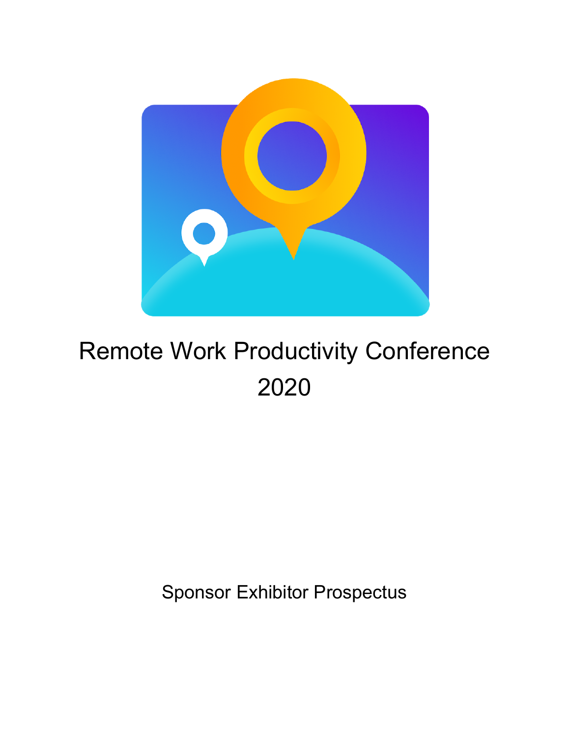# Remote Work Productivity Conference 2020

Sponsor Exhibitor Prospectus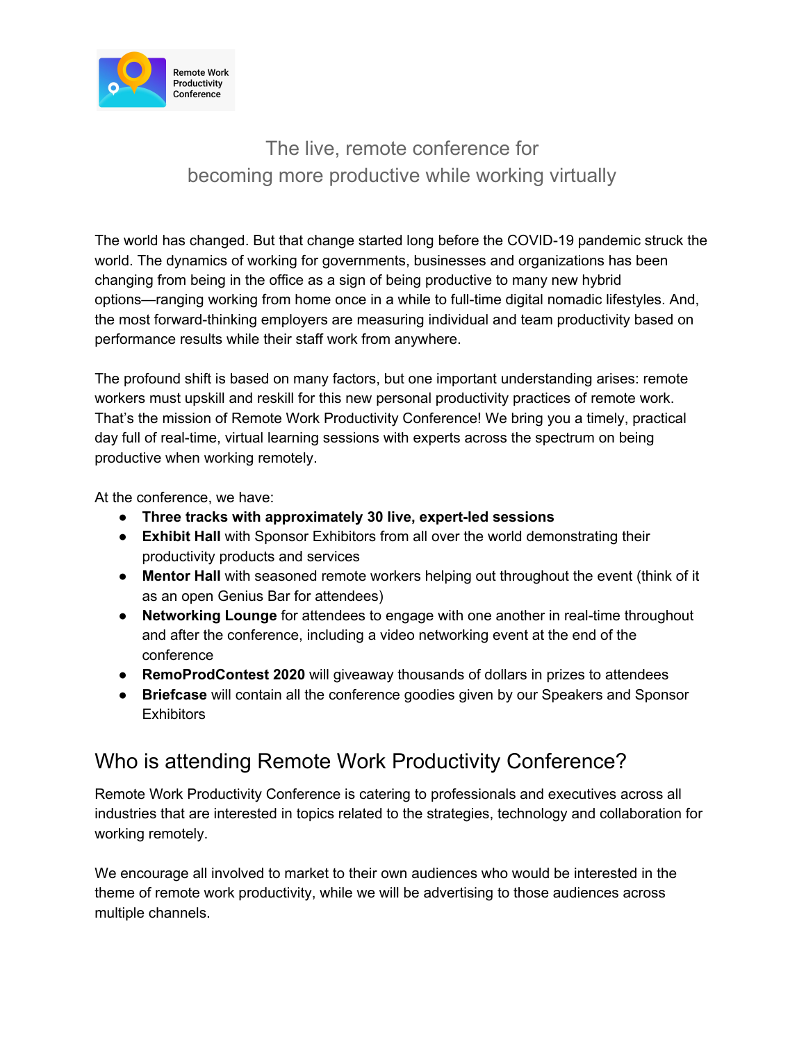Remote Work Productivity Conference

The live, remote conference for
becoming more productive while working virtually

The world has changed. But that change started long before the COVID-19 pandemic struck the world. The dynamics of working for governments, businesses and organizations has been changing from being in the office as a sign of being productive to many new hybrid options—ranging working from home once in a while to full-time digital nomadic lifestyles. And, the most forward-thinking employers are measuring individual and team productivity based on performance results while their staff work from anywhere.

The profound shift is based on many factors, but one important understanding arises: remote workers must upskill and reskill for this new personal productivity practices of remote work. That's the mission of Remote Work Productivity Conference! We bring you a timely, practical day full of real-time, virtual learning sessions with experts across the spectrum on being productive when working remotely.

At the conference, we have:

- **Three tracks with approximately 30 live, expert-led sessions**
- **Exhibit Hall** with Sponsor Exhibitors from all over the world demonstrating their productivity products and services
- **Mentor Hall** with seasoned remote workers helping out throughout the event (think of it as an open Genius Bar for attendees)
- **Networking Lounge** for attendees to engage with one another in real-time throughout and after the conference, including a video networking event at the end of the conference
- **RemoProdContest 2020** will giveaway thousands of dollars in prizes to attendees
- **Briefcase** will contain all the conference goodies given by our Speakers and Sponsor Exhibitors

## Who is attending Remote Work Productivity Conference?

Remote Work Productivity Conference is catering to professionals and executives across all industries that are interested in topics related to the strategies, technology and collaboration for working remotely.

We encourage all involved to market to their own audiences who would be interested in the theme of remote work productivity, while we will be advertising to those audiences across multiple channels.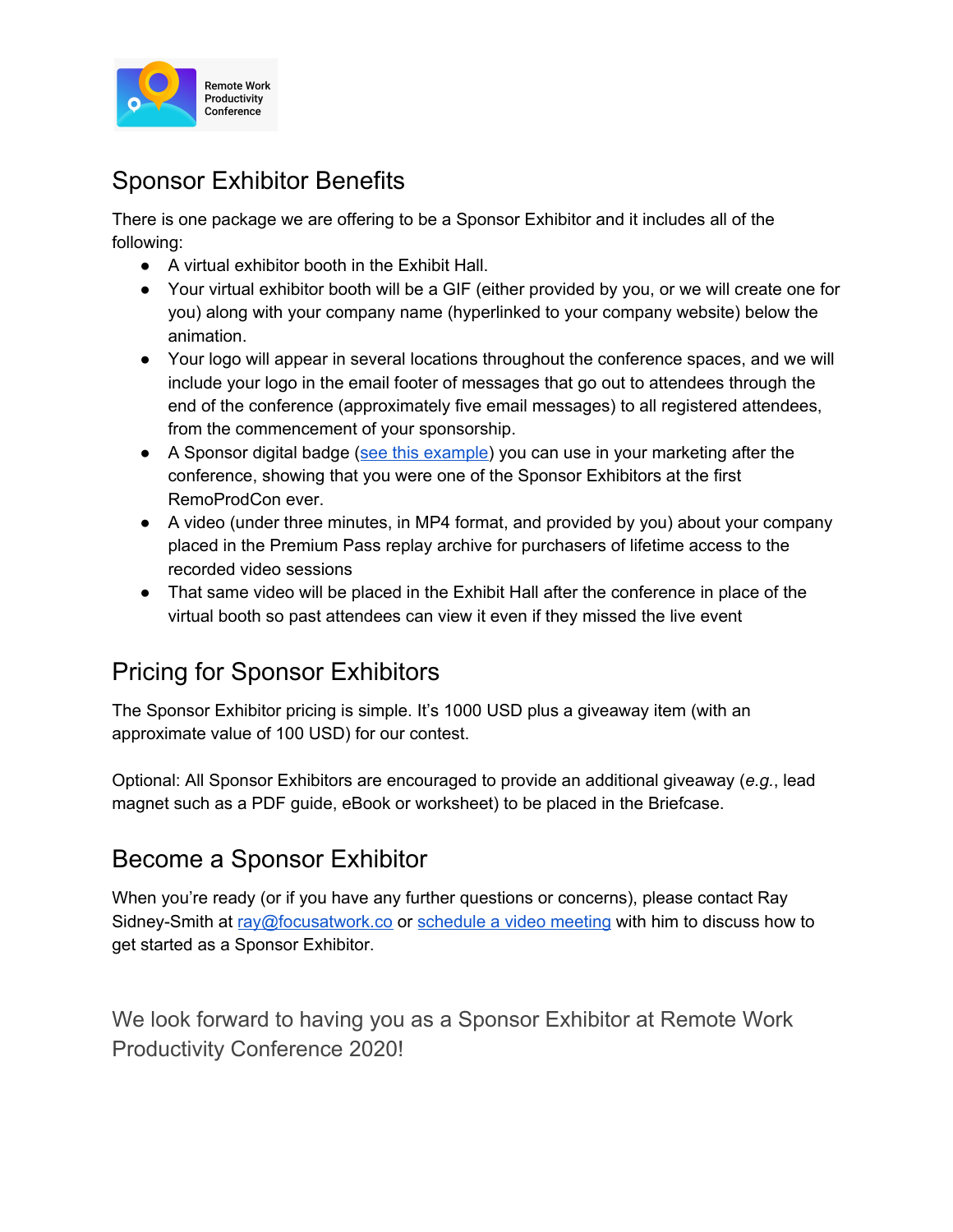## Sponsor Exhibitor Benefits

There is one package we are offering to be a Sponsor Exhibitor and it includes all of the following:

- A virtual exhibitor booth in the Exhibit Hall.
- Your virtual exhibitor booth will be a GIF (either provided by you, or we will create one for you) along with your company name (hyperlinked to your company website) below the animation.
- Your logo will appear in several locations throughout the conference spaces, and we will include your logo in the email footer of messages that go out to attendees through the end of the conference (approximately five email messages) to all registered attendees, from the commencement of your sponsorship.
- A Sponsor digital badge (see this example) you can use in your marketing after the conference, showing that you were one of the Sponsor Exhibitors at the first RemoProdCon ever.
- A video (under three minutes, in MP4 format, and provided by you) about your company placed in the Premium Pass replay archive for purchasers of lifetime access to the recorded video sessions
- That same video will be placed in the Exhibit Hall after the conference in place of the virtual booth so past attendees can view it even if they missed the live event

## Pricing for Sponsor Exhibitors

The Sponsor Exhibitor pricing is simple. It's 1000 USD plus a giveaway item (with an approximate value of 100 USD) for our contest.

Optional: All Sponsor Exhibitors are encouraged to provide an additional giveaway (*e.g.*, lead magnet such as a PDF guide, eBook or worksheet) to be placed in the Briefcase.

## Become a Sponsor Exhibitor

When you're ready (or if you have any further questions or concerns), please contact Ray Sidney-Smith at ray@focusatwork.co or schedule a video meeting with him to discuss how to get started as a Sponsor Exhibitor.

We look forward to having you as a Sponsor Exhibitor at Remote Work Productivity Conference 2020!